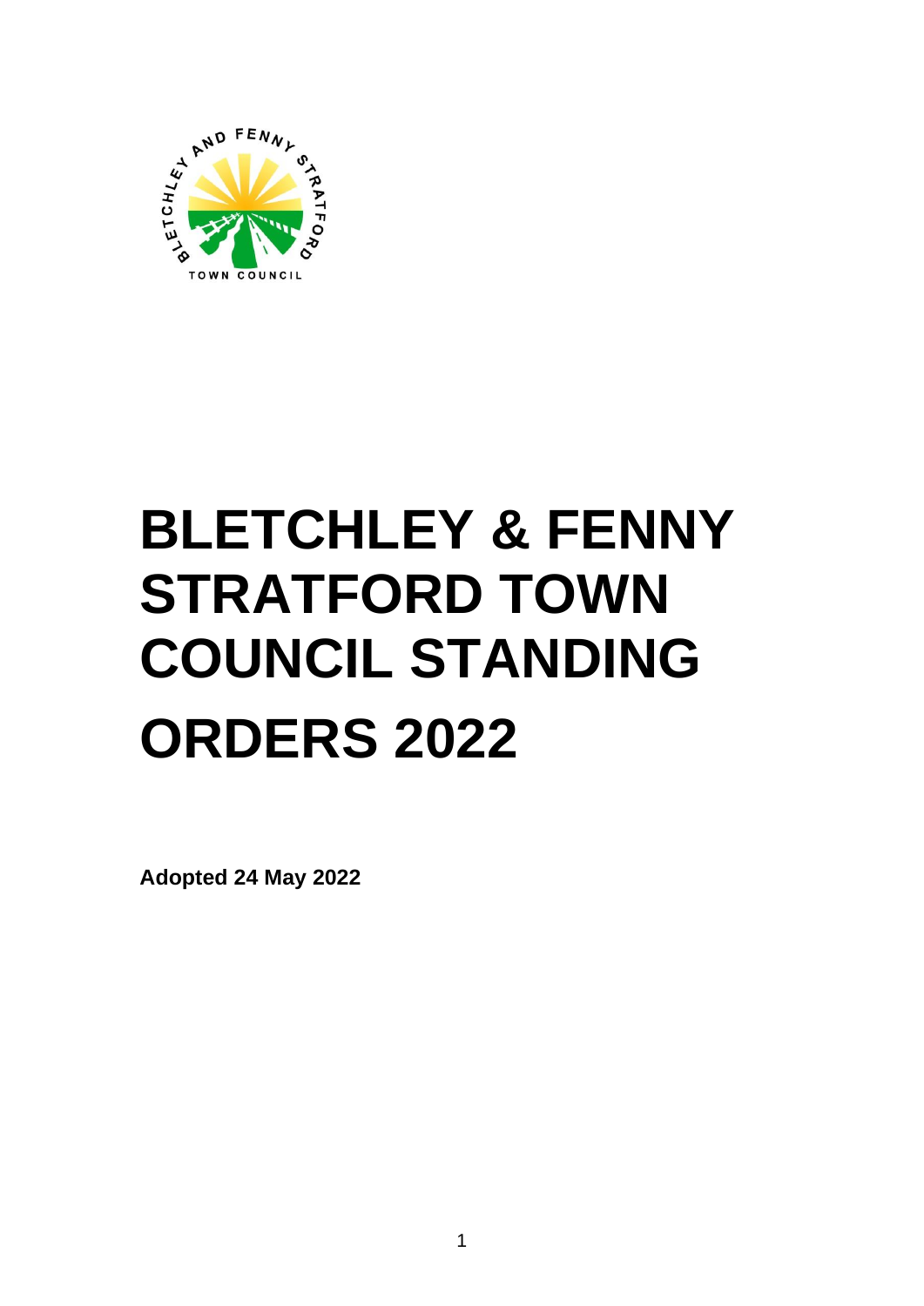# BLETCHLEY & FENNY STRATFORD TOWN COUNCIL STANDING ORDERS 2022

**Adopted 24 May 2022**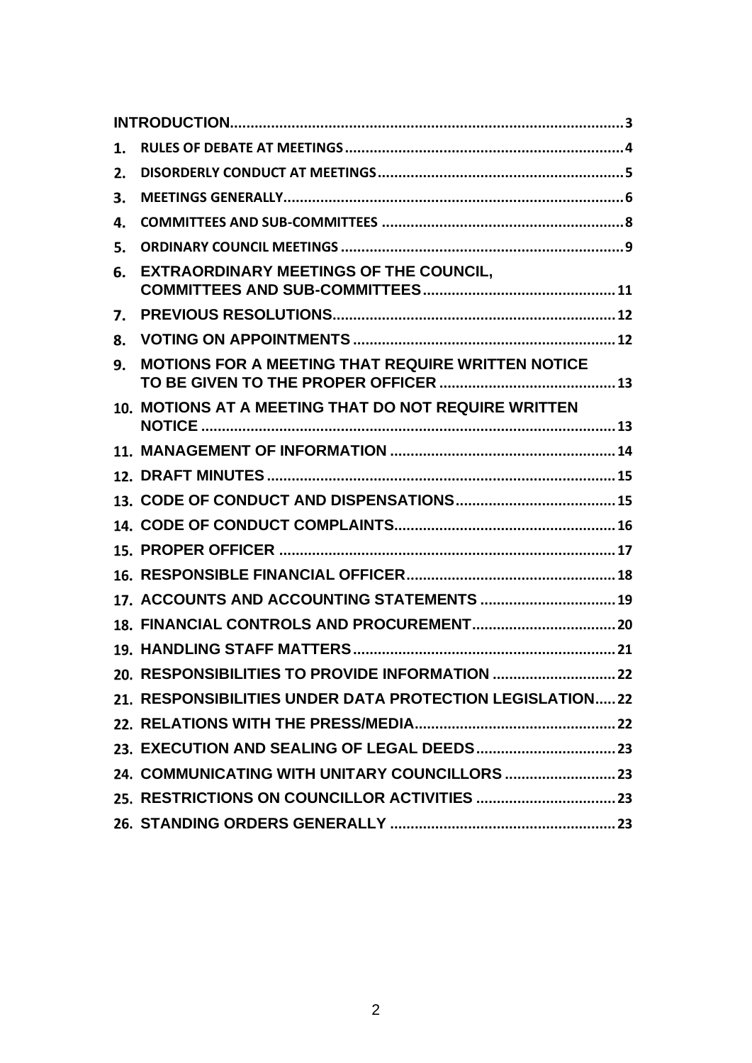| | | |
|---|---|---|
| **INTRODUCTION** | | 3 |
| 1. | RULES OF DEBATE AT MEETINGS | 4 |
| 2. | DISORDERLY CONDUCT AT MEETINGS | 5 |
| 3. | MEETINGS GENERALLY | 6 |
| 4. | COMMITTEES AND SUB-COMMITTEES | 8 |
| 5. | ORDINARY COUNCIL MEETINGS | 9 |
| 6. | EXTRAORDINARY MEETINGS OF THE COUNCIL, COMMITTEES AND SUB-COMMITTEES | 11 |
| 7. | PREVIOUS RESOLUTIONS | 12 |
| 8. | VOTING ON APPOINTMENTS | 12 |
| 9. | MOTIONS FOR A MEETING THAT REQUIRE WRITTEN NOTICE TO BE GIVEN TO THE PROPER OFFICER | 13 |
| 10. | MOTIONS AT A MEETING THAT DO NOT REQUIRE WRITTEN NOTICE | 13 |
| 11. | MANAGEMENT OF INFORMATION | 14 |
| 12. | DRAFT MINUTES | 15 |
| 13. | CODE OF CONDUCT AND DISPENSATIONS | 15 |
| 14. | CODE OF CONDUCT COMPLAINTS | 16 |
| 15. | PROPER OFFICER | 17 |
| 16. | RESPONSIBLE FINANCIAL OFFICER | 18 |
| 17. | ACCOUNTS AND ACCOUNTING STATEMENTS | 19 |
| 18. | FINANCIAL CONTROLS AND PROCUREMENT | 20 |
| 19. | HANDLING STAFF MATTERS | 21 |
| 20. | RESPONSIBILITIES TO PROVIDE INFORMATION | 22 |
| 21. | RESPONSIBILITIES UNDER DATA PROTECTION LEGISLATION | 22 |
| 22. | RELATIONS WITH THE PRESS/MEDIA | 22 |
| 23. | EXECUTION AND SEALING OF LEGAL DEEDS | 23 |
| 24. | COMMUNICATING WITH UNITARY COUNCILLORS | 23 |
| 25. | RESTRICTIONS ON COUNCILLOR ACTIVITIES | 23 |
| 26. | STANDING ORDERS GENERALLY | 23 |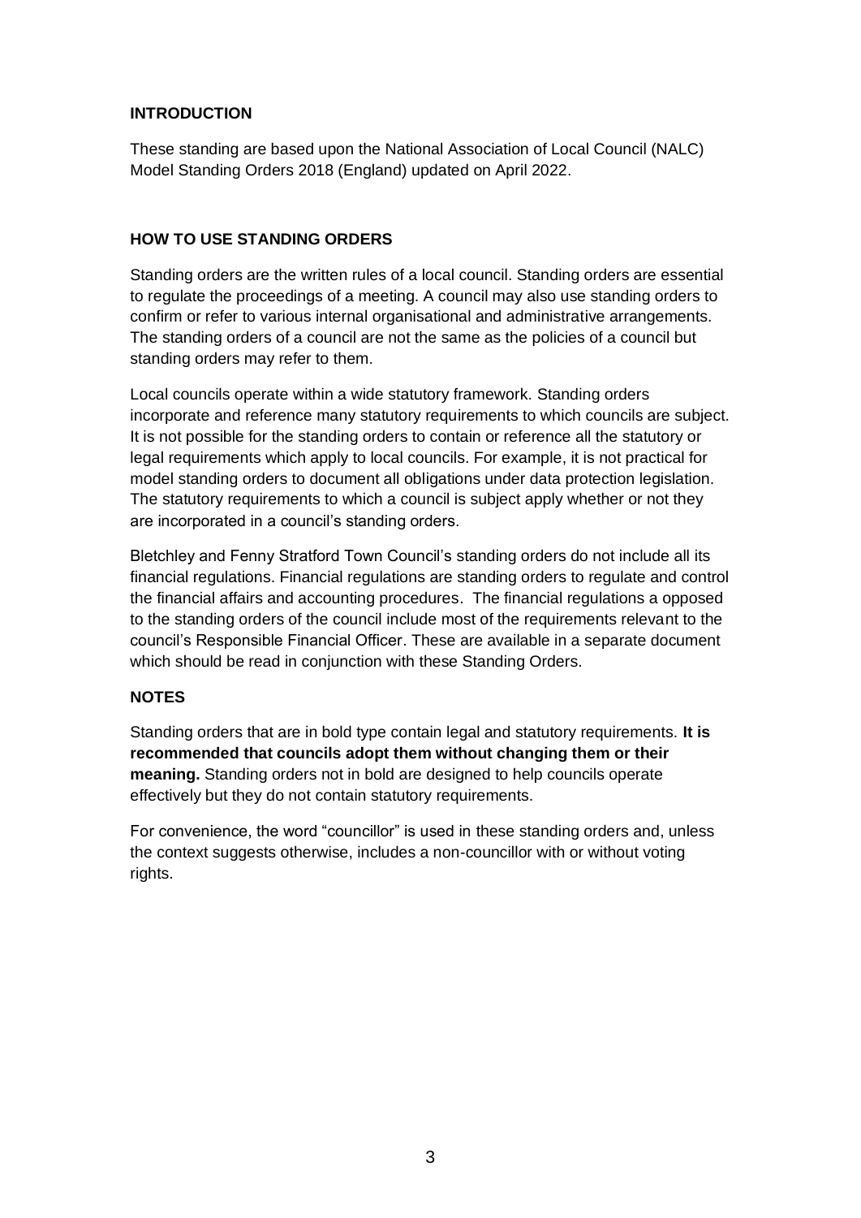## INTRODUCTION

These standing are based upon the National Association of Local Council (NALC) Model Standing Orders 2018 (England) updated on April 2022.

## HOW TO USE STANDING ORDERS

Standing orders are the written rules of a local council. Standing orders are essential to regulate the proceedings of a meeting. A council may also use standing orders to confirm or refer to various internal organisational and administrative arrangements. The standing orders of a council are not the same as the policies of a council but standing orders may refer to them.

Local councils operate within a wide statutory framework. Standing orders incorporate and reference many statutory requirements to which councils are subject. It is not possible for the standing orders to contain or reference all the statutory or legal requirements which apply to local councils. For example, it is not practical for model standing orders to document all obligations under data protection legislation. The statutory requirements to which a council is subject apply whether or not they are incorporated in a council's standing orders.

Bletchley and Fenny Stratford Town Council's standing orders do not include all its financial regulations. Financial regulations are standing orders to regulate and control the financial affairs and accounting procedures. The financial regulations a opposed to the standing orders of the council include most of the requirements relevant to the council's Responsible Financial Officer. These are available in a separate document which should be read in conjunction with these Standing Orders.

## NOTES

Standing orders that are in bold type contain legal and statutory requirements. **It is recommended that councils adopt them without changing them or their meaning.** Standing orders not in bold are designed to help councils operate effectively but they do not contain statutory requirements.

For convenience, the word "councillor" is used in these standing orders and, unless the context suggests otherwise, includes a non-councillor with or without voting rights.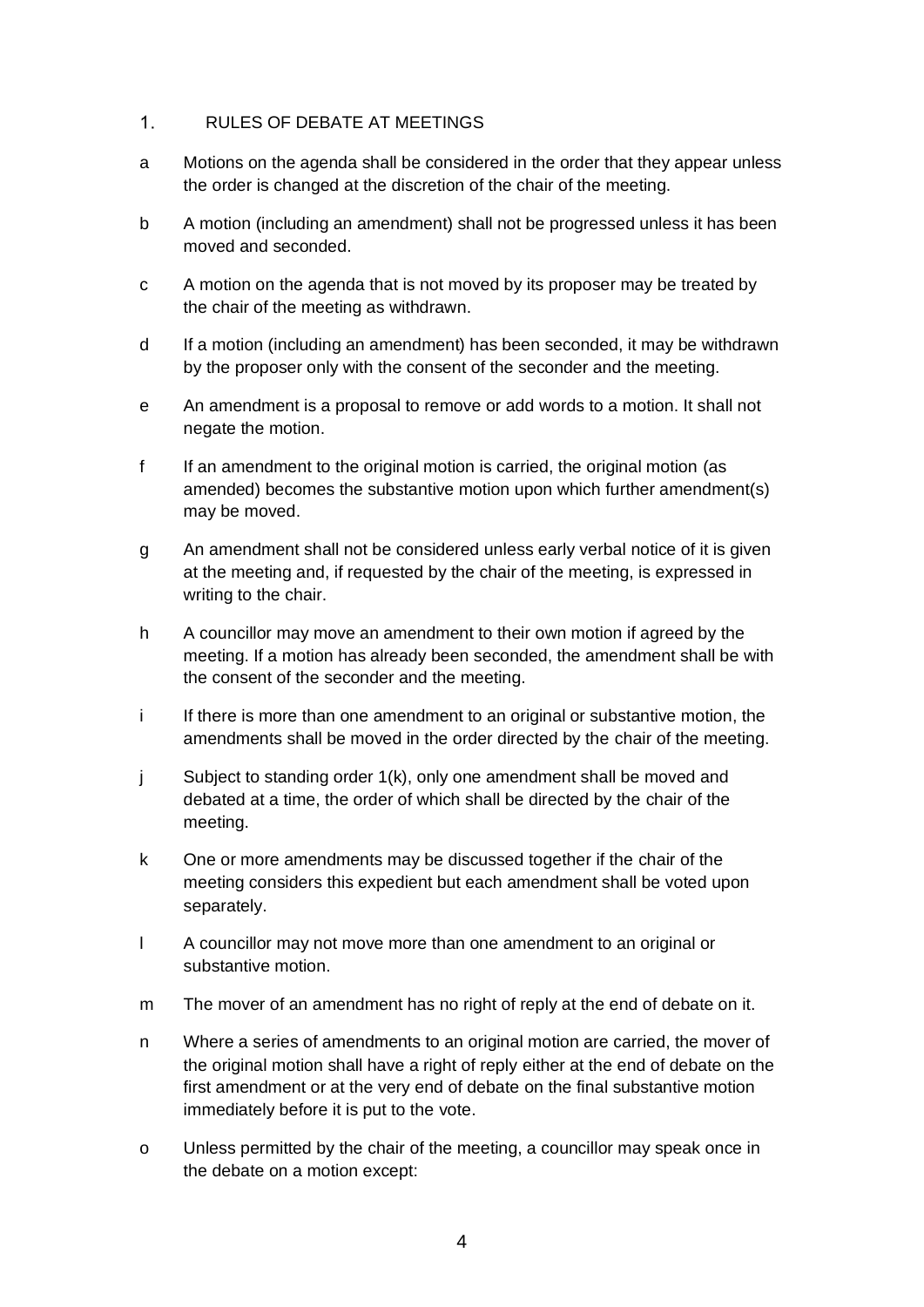## 1. RULES OF DEBATE AT MEETINGS

a Motions on the agenda shall be considered in the order that they appear unless the order is changed at the discretion of the chair of the meeting.

b A motion (including an amendment) shall not be progressed unless it has been moved and seconded.

c A motion on the agenda that is not moved by its proposer may be treated by the chair of the meeting as withdrawn.

d If a motion (including an amendment) has been seconded, it may be withdrawn by the proposer only with the consent of the seconder and the meeting.

e An amendment is a proposal to remove or add words to a motion. It shall not negate the motion.

f If an amendment to the original motion is carried, the original motion (as amended) becomes the substantive motion upon which further amendment(s) may be moved.

g An amendment shall not be considered unless early verbal notice of it is given at the meeting and, if requested by the chair of the meeting, is expressed in writing to the chair.

h A councillor may move an amendment to their own motion if agreed by the meeting. If a motion has already been seconded, the amendment shall be with the consent of the seconder and the meeting.

i If there is more than one amendment to an original or substantive motion, the amendments shall be moved in the order directed by the chair of the meeting.

j Subject to standing order 1(k), only one amendment shall be moved and debated at a time, the order of which shall be directed by the chair of the meeting.

k One or more amendments may be discussed together if the chair of the meeting considers this expedient but each amendment shall be voted upon separately.

l A councillor may not move more than one amendment to an original or substantive motion.

m The mover of an amendment has no right of reply at the end of debate on it.

n Where a series of amendments to an original motion are carried, the mover of the original motion shall have a right of reply either at the end of debate on the first amendment or at the very end of debate on the final substantive motion immediately before it is put to the vote.

o Unless permitted by the chair of the meeting, a councillor may speak once in the debate on a motion except: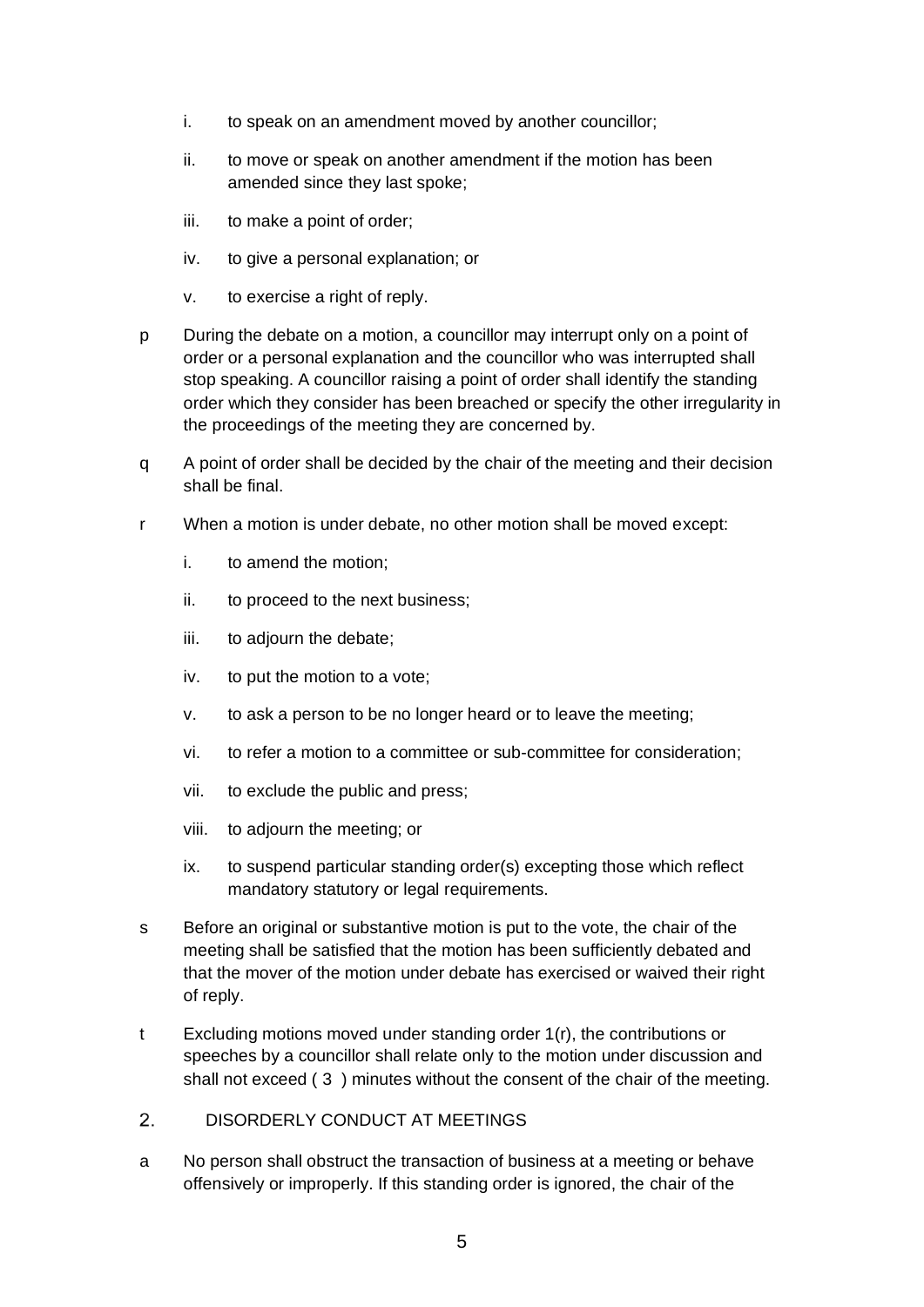i. to speak on an amendment moved by another councillor;

ii. to move or speak on another amendment if the motion has been amended since they last spoke;

iii. to make a point of order;

iv. to give a personal explanation; or

v. to exercise a right of reply.

p During the debate on a motion, a councillor may interrupt only on a point of order or a personal explanation and the councillor who was interrupted shall stop speaking. A councillor raising a point of order shall identify the standing order which they consider has been breached or specify the other irregularity in the proceedings of the meeting they are concerned by.

q A point of order shall be decided by the chair of the meeting and their decision shall be final.

r When a motion is under debate, no other motion shall be moved except:

i. to amend the motion;

ii. to proceed to the next business;

iii. to adjourn the debate;

iv. to put the motion to a vote;

v. to ask a person to be no longer heard or to leave the meeting;

vi. to refer a motion to a committee or sub-committee for consideration;

vii. to exclude the public and press;

viii. to adjourn the meeting; or

ix. to suspend particular standing order(s) excepting those which reflect mandatory statutory or legal requirements.

s Before an original or substantive motion is put to the vote, the chair of the meeting shall be satisfied that the motion has been sufficiently debated and that the mover of the motion under debate has exercised or waived their right of reply.

t Excluding motions moved under standing order 1(r), the contributions or speeches by a councillor shall relate only to the motion under discussion and shall not exceed ( 3 ) minutes without the consent of the chair of the meeting.

## 2. DISORDERLY CONDUCT AT MEETINGS

a No person shall obstruct the transaction of business at a meeting or behave offensively or improperly. If this standing order is ignored, the chair of the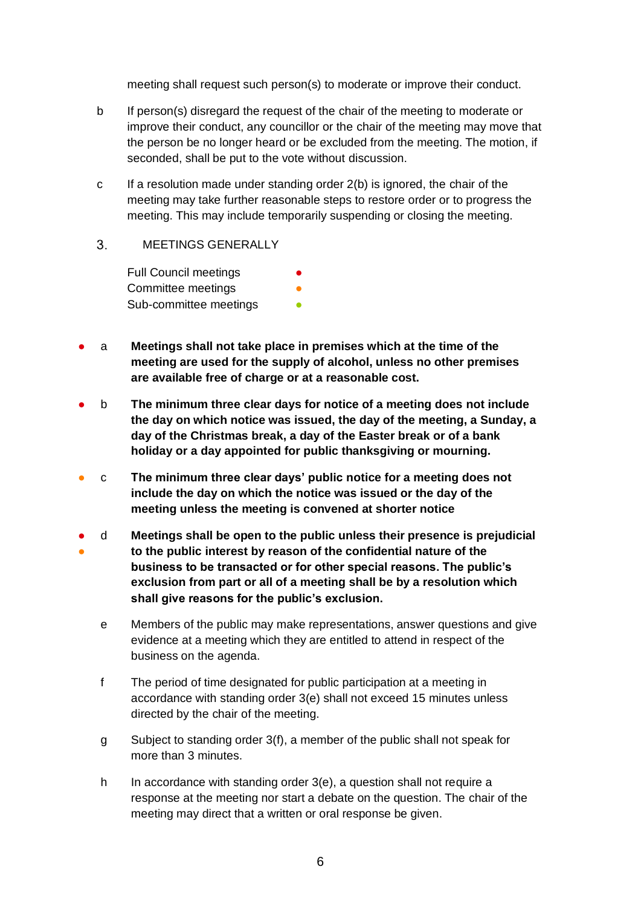meeting shall request such person(s) to moderate or improve their conduct.

b If person(s) disregard the request of the chair of the meeting to moderate or improve their conduct, any councillor or the chair of the meeting may move that the person be no longer heard or be excluded from the meeting. The motion, if seconded, shall be put to the vote without discussion.

c If a resolution made under standing order 2(b) is ignored, the chair of the meeting may take further reasonable steps to restore order or to progress the meeting. This may include temporarily suspending or closing the meeting.

## 3. MEETINGS GENERALLY

Full Council meetings ●
Committee meetings ●
Sub-committee meetings ●

● a **Meetings shall not take place in premises which at the time of the meeting are used for the supply of alcohol, unless no other premises are available free of charge or at a reasonable cost.**

● b **The minimum three clear days for notice of a meeting does not include the day on which notice was issued, the day of the meeting, a Sunday, a day of the Christmas break, a day of the Easter break or of a bank holiday or a day appointed for public thanksgiving or mourning.**

● c **The minimum three clear days' public notice for a meeting does not include the day on which the notice was issued or the day of the meeting unless the meeting is convened at shorter notice**

● ● d **Meetings shall be open to the public unless their presence is prejudicial to the public interest by reason of the confidential nature of the business to be transacted or for other special reasons. The public's exclusion from part or all of a meeting shall be by a resolution which shall give reasons for the public's exclusion.**

e Members of the public may make representations, answer questions and give evidence at a meeting which they are entitled to attend in respect of the business on the agenda.

f The period of time designated for public participation at a meeting in accordance with standing order 3(e) shall not exceed 15 minutes unless directed by the chair of the meeting.

g Subject to standing order 3(f), a member of the public shall not speak for more than 3 minutes.

h In accordance with standing order 3(e), a question shall not require a response at the meeting nor start a debate on the question. The chair of the meeting may direct that a written or oral response be given.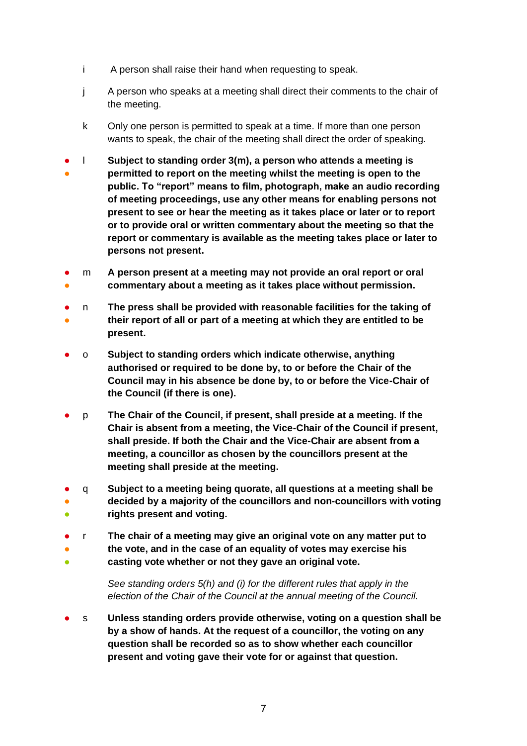i A person shall raise their hand when requesting to speak.

j A person who speaks at a meeting shall direct their comments to the chair of the meeting.

k Only one person is permitted to speak at a time. If more than one person wants to speak, the chair of the meeting shall direct the order of speaking.

l **Subject to standing order 3(m), a person who attends a meeting is permitted to report on the meeting whilst the meeting is open to the public. To "report" means to film, photograph, make an audio recording of meeting proceedings, use any other means for enabling persons not present to see or hear the meeting as it takes place or later or to report or to provide oral or written commentary about the meeting so that the report or commentary is available as the meeting takes place or later to persons not present.**

m **A person present at a meeting may not provide an oral report or oral commentary about a meeting as it takes place without permission.**

n **The press shall be provided with reasonable facilities for the taking of their report of all or part of a meeting at which they are entitled to be present.**

o **Subject to standing orders which indicate otherwise, anything authorised or required to be done by, to or before the Chair of the Council may in his absence be done by, to or before the Vice-Chair of the Council (if there is one).**

p **The Chair of the Council, if present, shall preside at a meeting. If the Chair is absent from a meeting, the Vice-Chair of the Council if present, shall preside. If both the Chair and the Vice-Chair are absent from a meeting, a councillor as chosen by the councillors present at the meeting shall preside at the meeting.**

q **Subject to a meeting being quorate, all questions at a meeting shall be decided by a majority of the councillors and non-councillors with voting rights present and voting.**

r **The chair of a meeting may give an original vote on any matter put to the vote, and in the case of an equality of votes may exercise his casting vote whether or not they gave an original vote.**

*See standing orders 5(h) and (i) for the different rules that apply in the election of the Chair of the Council at the annual meeting of the Council.*

s **Unless standing orders provide otherwise, voting on a question shall be by a show of hands. At the request of a councillor, the voting on any question shall be recorded so as to show whether each councillor present and voting gave their vote for or against that question.**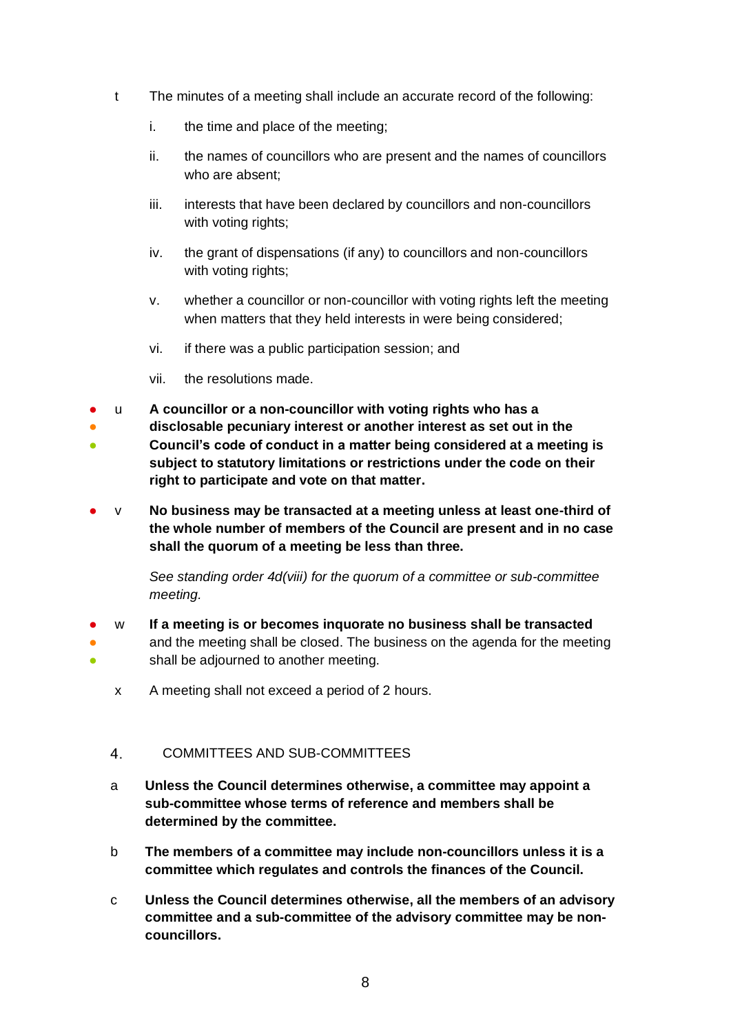t The minutes of a meeting shall include an accurate record of the following:

i. the time and place of the meeting;

ii. the names of councillors who are present and the names of councillors who are absent;

iii. interests that have been declared by councillors and non-councillors with voting rights;

iv. the grant of dispensations (if any) to councillors and non-councillors with voting rights;

v. whether a councillor or non-councillor with voting rights left the meeting when matters that they held interests in were being considered;

vi. if there was a public participation session; and

vii. the resolutions made.

u **A councillor or a non-councillor with voting rights who has a disclosable pecuniary interest or another interest as set out in the Council's code of conduct in a matter being considered at a meeting is subject to statutory limitations or restrictions under the code on their right to participate and vote on that matter.**

v **No business may be transacted at a meeting unless at least one-third of the whole number of members of the Council are present and in no case shall the quorum of a meeting be less than three.**

*See standing order 4d(viii) for the quorum of a committee or sub-committee meeting.*

w **If a meeting is or becomes inquorate no business shall be transacted** and the meeting shall be closed. The business on the agenda for the meeting shall be adjourned to another meeting.

x A meeting shall not exceed a period of 2 hours.

## 4. COMMITTEES AND SUB-COMMITTEES

a **Unless the Council determines otherwise, a committee may appoint a sub-committee whose terms of reference and members shall be determined by the committee.**

b **The members of a committee may include non-councillors unless it is a committee which regulates and controls the finances of the Council.**

c **Unless the Council determines otherwise, all the members of an advisory committee and a sub-committee of the advisory committee may be non-councillors.**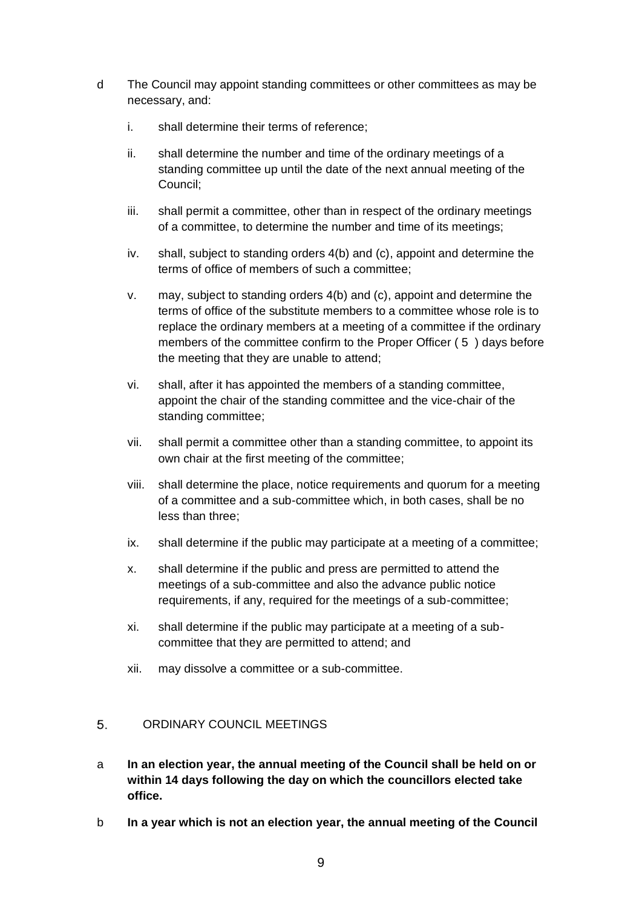d The Council may appoint standing committees or other committees as may be necessary, and:

i. shall determine their terms of reference;

ii. shall determine the number and time of the ordinary meetings of a standing committee up until the date of the next annual meeting of the Council;

iii. shall permit a committee, other than in respect of the ordinary meetings of a committee, to determine the number and time of its meetings;

iv. shall, subject to standing orders 4(b) and (c), appoint and determine the terms of office of members of such a committee;

v. may, subject to standing orders 4(b) and (c), appoint and determine the terms of office of the substitute members to a committee whose role is to replace the ordinary members at a meeting of a committee if the ordinary members of the committee confirm to the Proper Officer ( 5 ) days before the meeting that they are unable to attend;

vi. shall, after it has appointed the members of a standing committee, appoint the chair of the standing committee and the vice-chair of the standing committee;

vii. shall permit a committee other than a standing committee, to appoint its own chair at the first meeting of the committee;

viii. shall determine the place, notice requirements and quorum for a meeting of a committee and a sub-committee which, in both cases, shall be no less than three;

ix. shall determine if the public may participate at a meeting of a committee;

x. shall determine if the public and press are permitted to attend the meetings of a sub-committee and also the advance public notice requirements, if any, required for the meetings of a sub-committee;

xi. shall determine if the public may participate at a meeting of a sub-committee that they are permitted to attend; and

xii. may dissolve a committee or a sub-committee.

## 5. ORDINARY COUNCIL MEETINGS

a **In an election year, the annual meeting of the Council shall be held on or within 14 days following the day on which the councillors elected take office.**

b **In a year which is not an election year, the annual meeting of the Council**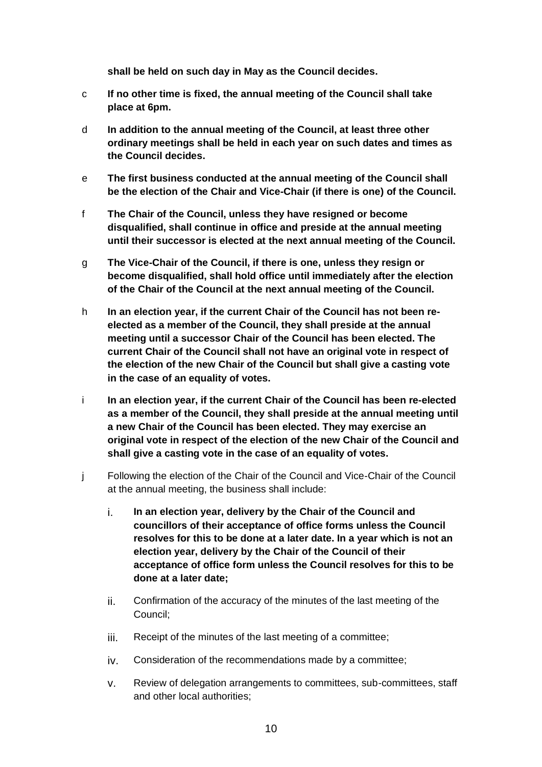**shall be held on such day in May as the Council decides.**

c **If no other time is fixed, the annual meeting of the Council shall take place at 6pm.**

d **In addition to the annual meeting of the Council, at least three other ordinary meetings shall be held in each year on such dates and times as the Council decides.**

e **The first business conducted at the annual meeting of the Council shall be the election of the Chair and Vice-Chair (if there is one) of the Council.**

f **The Chair of the Council, unless they have resigned or become disqualified, shall continue in office and preside at the annual meeting until their successor is elected at the next annual meeting of the Council.**

g **The Vice-Chair of the Council, if there is one, unless they resign or become disqualified, shall hold office until immediately after the election of the Chair of the Council at the next annual meeting of the Council.**

h **In an election year, if the current Chair of the Council has not been re-elected as a member of the Council, they shall preside at the annual meeting until a successor Chair of the Council has been elected. The current Chair of the Council shall not have an original vote in respect of the election of the new Chair of the Council but shall give a casting vote in the case of an equality of votes.**

i **In an election year, if the current Chair of the Council has been re-elected as a member of the Council, they shall preside at the annual meeting until a new Chair of the Council has been elected. They may exercise an original vote in respect of the election of the new Chair of the Council and shall give a casting vote in the case of an equality of votes.**

j Following the election of the Chair of the Council and Vice-Chair of the Council at the annual meeting, the business shall include:

i. **In an election year, delivery by the Chair of the Council and councillors of their acceptance of office forms unless the Council resolves for this to be done at a later date. In a year which is not an election year, delivery by the Chair of the Council of their acceptance of office form unless the Council resolves for this to be done at a later date;**

ii. Confirmation of the accuracy of the minutes of the last meeting of the Council;

iii. Receipt of the minutes of the last meeting of a committee;

iv. Consideration of the recommendations made by a committee;

v. Review of delegation arrangements to committees, sub-committees, staff and other local authorities;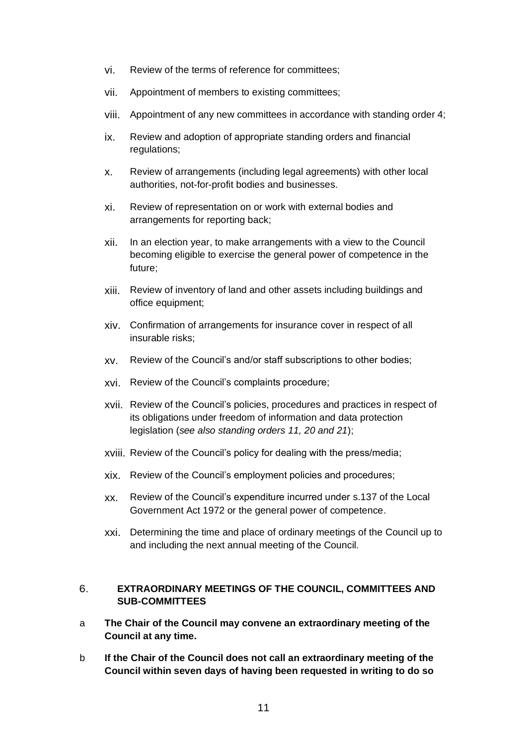vi. Review of the terms of reference for committees;

vii. Appointment of members to existing committees;

viii. Appointment of any new committees in accordance with standing order 4;

ix. Review and adoption of appropriate standing orders and financial regulations;

x. Review of arrangements (including legal agreements) with other local authorities, not-for-profit bodies and businesses.

xi. Review of representation on or work with external bodies and arrangements for reporting back;

xii. In an election year, to make arrangements with a view to the Council becoming eligible to exercise the general power of competence in the future;

xiii. Review of inventory of land and other assets including buildings and office equipment;

xiv. Confirmation of arrangements for insurance cover in respect of all insurable risks;

xv. Review of the Council's and/or staff subscriptions to other bodies;

xvi. Review of the Council's complaints procedure;

xvii. Review of the Council's policies, procedures and practices in respect of its obligations under freedom of information and data protection legislation (*see also standing orders 11, 20 and 21*);

xviii. Review of the Council's policy for dealing with the press/media;

xix. Review of the Council's employment policies and procedures;

xx. Review of the Council's expenditure incurred under s.137 of the Local Government Act 1972 or the general power of competence.

xxi. Determining the time and place of ordinary meetings of the Council up to and including the next annual meeting of the Council.

## 6. EXTRAORDINARY MEETINGS OF THE COUNCIL, COMMITTEES AND SUB-COMMITTEES

a **The Chair of the Council may convene an extraordinary meeting of the Council at any time.**

b **If the Chair of the Council does not call an extraordinary meeting of the Council within seven days of having been requested in writing to do so**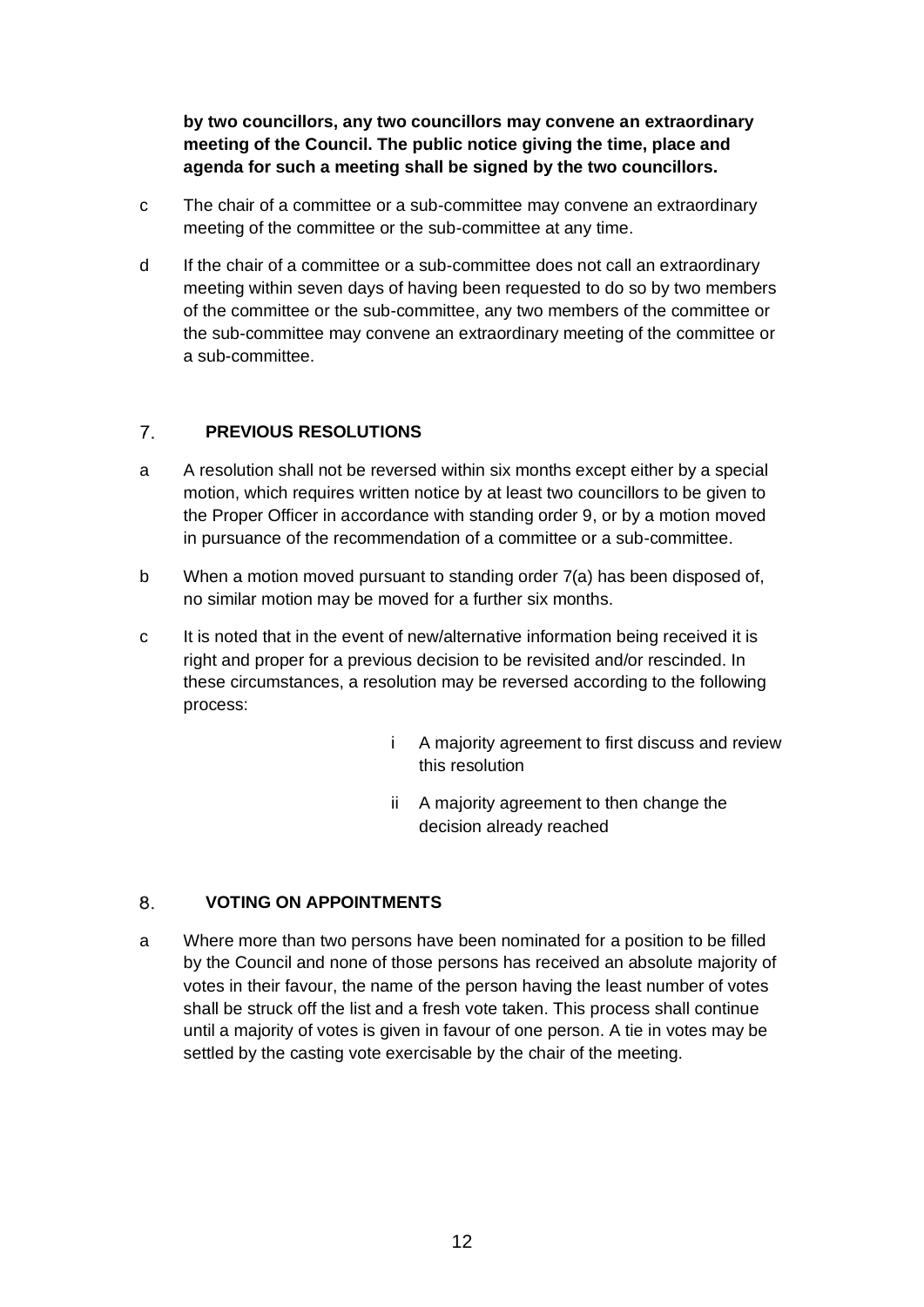**by two councillors, any two councillors may convene an extraordinary meeting of the Council. The public notice giving the time, place and agenda for such a meeting shall be signed by the two councillors.**

c The chair of a committee or a sub-committee may convene an extraordinary meeting of the committee or the sub-committee at any time.

d If the chair of a committee or a sub-committee does not call an extraordinary meeting within seven days of having been requested to do so by two members of the committee or the sub-committee, any two members of the committee or the sub-committee may convene an extraordinary meeting of the committee or a sub-committee.

## 7. PREVIOUS RESOLUTIONS

a A resolution shall not be reversed within six months except either by a special motion, which requires written notice by at least two councillors to be given to the Proper Officer in accordance with standing order 9, or by a motion moved in pursuance of the recommendation of a committee or a sub-committee.

b When a motion moved pursuant to standing order 7(a) has been disposed of, no similar motion may be moved for a further six months.

c It is noted that in the event of new/alternative information being received it is right and proper for a previous decision to be revisited and/or rescinded. In these circumstances, a resolution may be reversed according to the following process:

   i A majority agreement to first discuss and review this resolution

   ii A majority agreement to then change the decision already reached

## 8. VOTING ON APPOINTMENTS

a Where more than two persons have been nominated for a position to be filled by the Council and none of those persons has received an absolute majority of votes in their favour, the name of the person having the least number of votes shall be struck off the list and a fresh vote taken. This process shall continue until a majority of votes is given in favour of one person. A tie in votes may be settled by the casting vote exercisable by the chair of the meeting.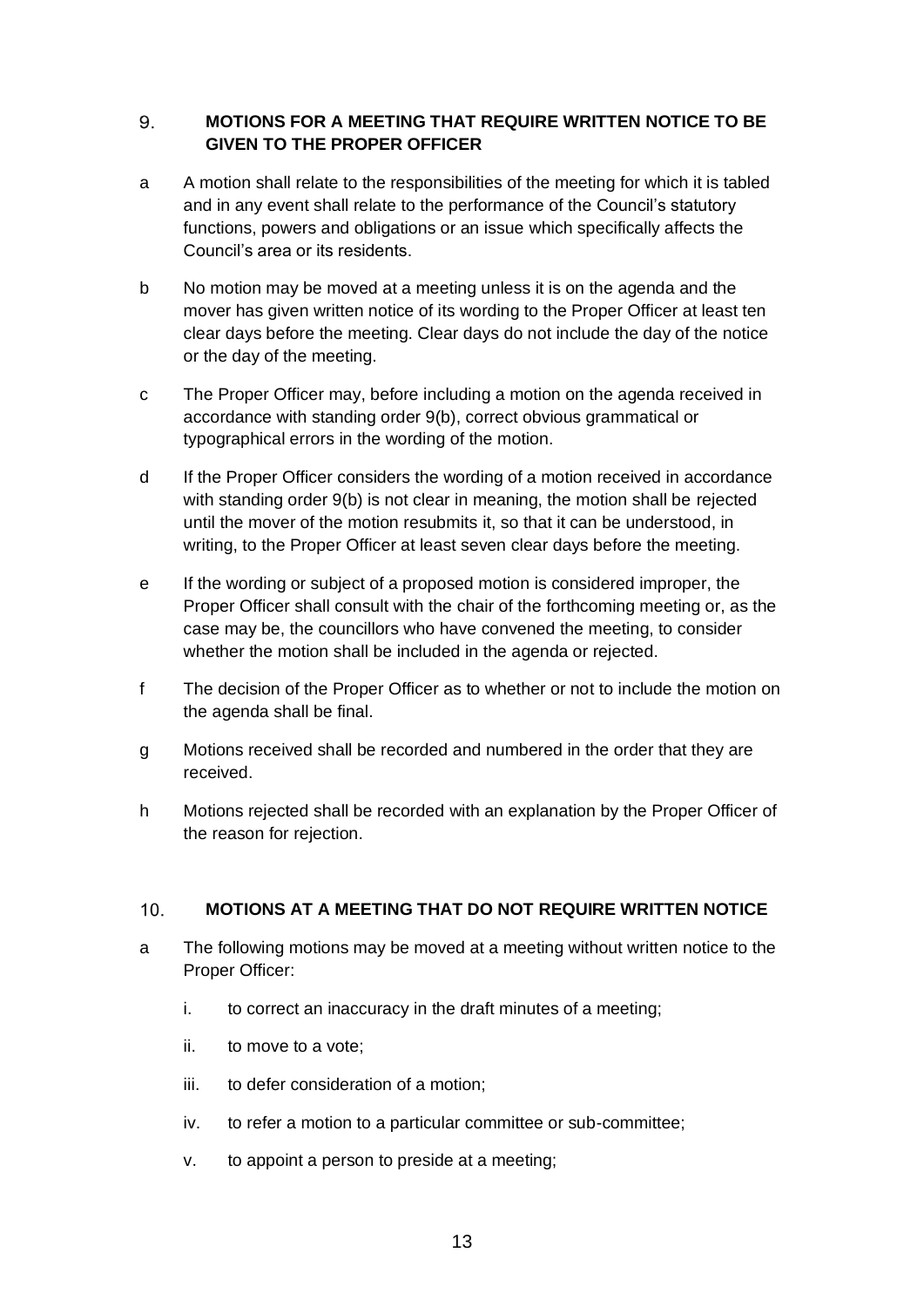## 9. MOTIONS FOR A MEETING THAT REQUIRE WRITTEN NOTICE TO BE GIVEN TO THE PROPER OFFICER

a A motion shall relate to the responsibilities of the meeting for which it is tabled and in any event shall relate to the performance of the Council's statutory functions, powers and obligations or an issue which specifically affects the Council's area or its residents.

b No motion may be moved at a meeting unless it is on the agenda and the mover has given written notice of its wording to the Proper Officer at least ten clear days before the meeting. Clear days do not include the day of the notice or the day of the meeting.

c The Proper Officer may, before including a motion on the agenda received in accordance with standing order 9(b), correct obvious grammatical or typographical errors in the wording of the motion.

d If the Proper Officer considers the wording of a motion received in accordance with standing order 9(b) is not clear in meaning, the motion shall be rejected until the mover of the motion resubmits it, so that it can be understood, in writing, to the Proper Officer at least seven clear days before the meeting.

e If the wording or subject of a proposed motion is considered improper, the Proper Officer shall consult with the chair of the forthcoming meeting or, as the case may be, the councillors who have convened the meeting, to consider whether the motion shall be included in the agenda or rejected.

f The decision of the Proper Officer as to whether or not to include the motion on the agenda shall be final.

g Motions received shall be recorded and numbered in the order that they are received.

h Motions rejected shall be recorded with an explanation by the Proper Officer of the reason for rejection.

## 10. MOTIONS AT A MEETING THAT DO NOT REQUIRE WRITTEN NOTICE

a The following motions may be moved at a meeting without written notice to the Proper Officer:

   i. to correct an inaccuracy in the draft minutes of a meeting;

   ii. to move to a vote;

   iii. to defer consideration of a motion;

   iv. to refer a motion to a particular committee or sub-committee;

   v. to appoint a person to preside at a meeting;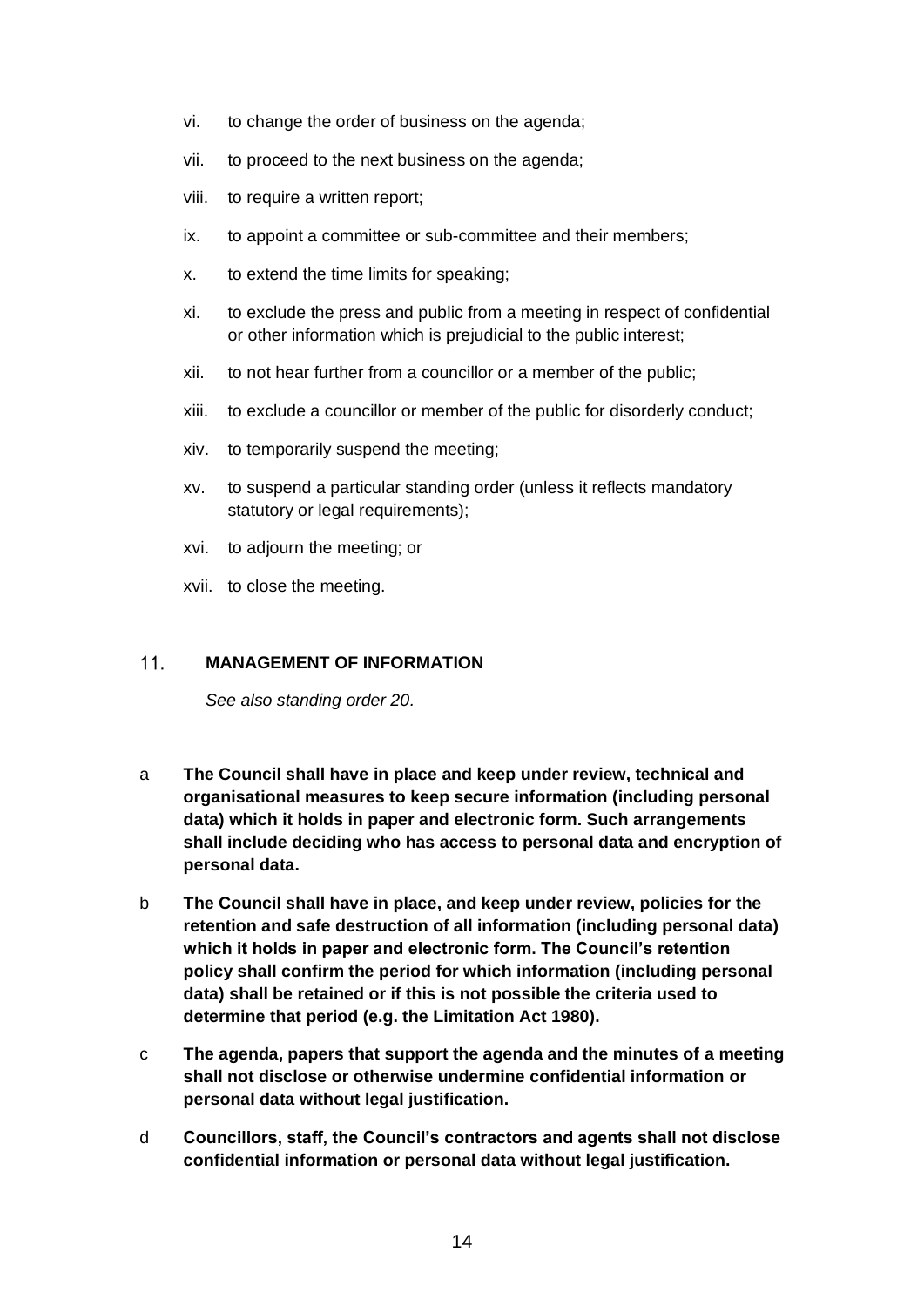vi. to change the order of business on the agenda;

vii. to proceed to the next business on the agenda;

viii. to require a written report;

ix. to appoint a committee or sub-committee and their members;

x. to extend the time limits for speaking;

xi. to exclude the press and public from a meeting in respect of confidential or other information which is prejudicial to the public interest;

xii. to not hear further from a councillor or a member of the public;

xiii. to exclude a councillor or member of the public for disorderly conduct;

xiv. to temporarily suspend the meeting;

xv. to suspend a particular standing order (unless it reflects mandatory statutory or legal requirements);

xvi. to adjourn the meeting; or

xvii. to close the meeting.

## 11. MANAGEMENT OF INFORMATION

*See also standing order 20.*

a **The Council shall have in place and keep under review, technical and organisational measures to keep secure information (including personal data) which it holds in paper and electronic form. Such arrangements shall include deciding who has access to personal data and encryption of personal data.**

b **The Council shall have in place, and keep under review, policies for the retention and safe destruction of all information (including personal data) which it holds in paper and electronic form. The Council's retention policy shall confirm the period for which information (including personal data) shall be retained or if this is not possible the criteria used to determine that period (e.g. the Limitation Act 1980).**

c **The agenda, papers that support the agenda and the minutes of a meeting shall not disclose or otherwise undermine confidential information or personal data without legal justification.**

d **Councillors, staff, the Council's contractors and agents shall not disclose confidential information or personal data without legal justification.**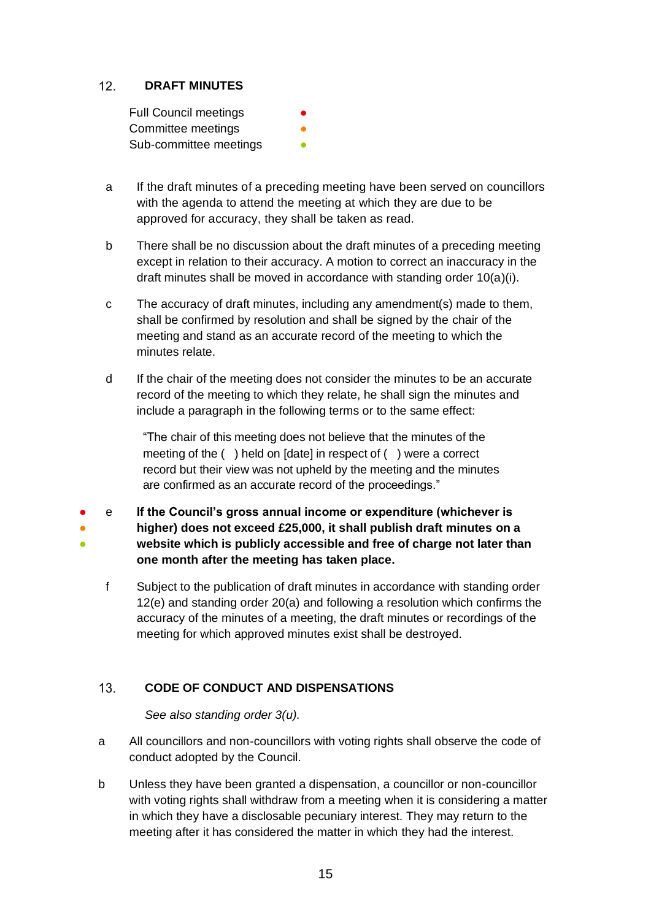## 12. DRAFT MINUTES

| | |
|---|---|
| Full Council meetings | ● |
| Committee meetings | ● |
| Sub-committee meetings | ● |

a. If the draft minutes of a preceding meeting have been served on councillors with the agenda to attend the meeting at which they are due to be approved for accuracy, they shall be taken as read.

b. There shall be no discussion about the draft minutes of a preceding meeting except in relation to their accuracy. A motion to correct an inaccuracy in the draft minutes shall be moved in accordance with standing order 10(a)(i).

c. The accuracy of draft minutes, including any amendment(s) made to them, shall be confirmed by resolution and shall be signed by the chair of the meeting and stand as an accurate record of the meeting to which the minutes relate.

d. If the chair of the meeting does not consider the minutes to be an accurate record of the meeting to which they relate, he shall sign the minutes and include a paragraph in the following terms or to the same effect:

> "The chair of this meeting does not believe that the minutes of the meeting of the ( ) held on [date] in respect of ( ) were a correct record but their view was not upheld by the meeting and the minutes are confirmed as an accurate record of the proceedings."

● ● ● e. **If the Council's gross annual income or expenditure (whichever is higher) does not exceed £25,000, it shall publish draft minutes on a website which is publicly accessible and free of charge not later than one month after the meeting has taken place.**

f. Subject to the publication of draft minutes in accordance with standing order 12(e) and standing order 20(a) and following a resolution which confirms the accuracy of the minutes of a meeting, the draft minutes or recordings of the meeting for which approved minutes exist shall be destroyed.

## 13. CODE OF CONDUCT AND DISPENSATIONS

*See also standing order 3(u).*

a. All councillors and non-councillors with voting rights shall observe the code of conduct adopted by the Council.

b. Unless they have been granted a dispensation, a councillor or non-councillor with voting rights shall withdraw from a meeting when it is considering a matter in which they have a disclosable pecuniary interest. They may return to the meeting after it has considered the matter in which they had the interest.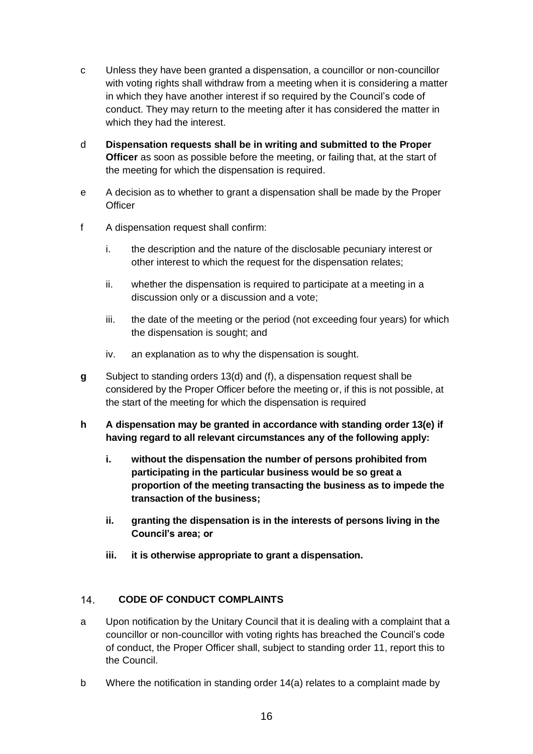c Unless they have been granted a dispensation, a councillor or non-councillor with voting rights shall withdraw from a meeting when it is considering a matter in which they have another interest if so required by the Council's code of conduct. They may return to the meeting after it has considered the matter in which they had the interest.

d **Dispensation requests shall be in writing and submitted to the Proper Officer** as soon as possible before the meeting, or failing that, at the start of the meeting for which the dispensation is required.

e A decision as to whether to grant a dispensation shall be made by the Proper Officer

f A dispensation request shall confirm:

   i. the description and the nature of the disclosable pecuniary interest or other interest to which the request for the dispensation relates;

   ii. whether the dispensation is required to participate at a meeting in a discussion only or a discussion and a vote;

   iii. the date of the meeting or the period (not exceeding four years) for which the dispensation is sought; and

   iv. an explanation as to why the dispensation is sought.

**g** Subject to standing orders 13(d) and (f), a dispensation request shall be considered by the Proper Officer before the meeting or, if this is not possible, at the start of the meeting for which the dispensation is required

**h A dispensation may be granted in accordance with standing order 13(e) if having regard to all relevant circumstances any of the following apply:**

   **i. without the dispensation the number of persons prohibited from participating in the particular business would be so great a proportion of the meeting transacting the business as to impede the transaction of the business;**

   **ii. granting the dispensation is in the interests of persons living in the Council's area; or**

   **iii. it is otherwise appropriate to grant a dispensation.**

## 14. CODE OF CONDUCT COMPLAINTS

a Upon notification by the Unitary Council that it is dealing with a complaint that a councillor or non-councillor with voting rights has breached the Council's code of conduct, the Proper Officer shall, subject to standing order 11, report this to the Council.

b Where the notification in standing order 14(a) relates to a complaint made by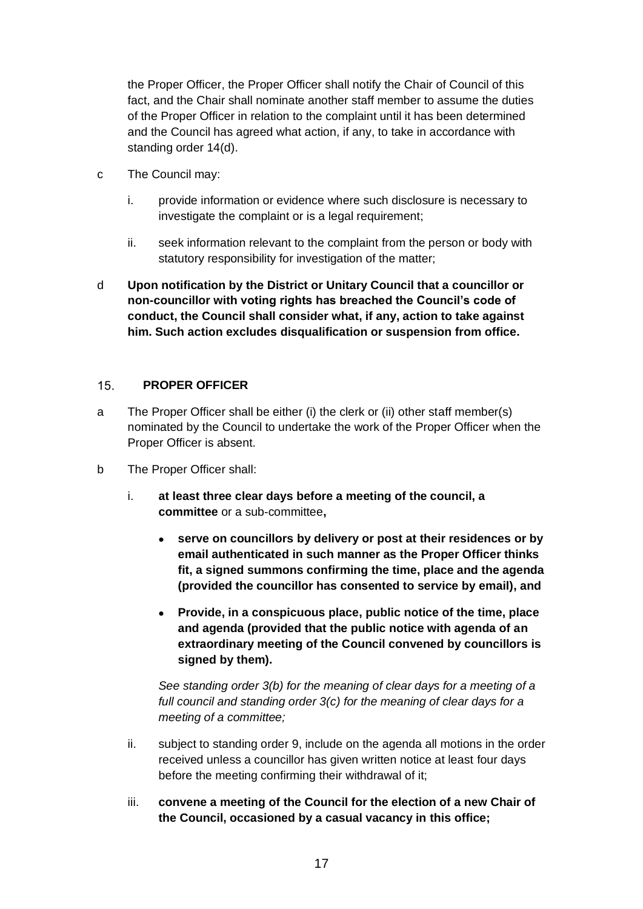the Proper Officer, the Proper Officer shall notify the Chair of Council of this fact, and the Chair shall nominate another staff member to assume the duties of the Proper Officer in relation to the complaint until it has been determined and the Council has agreed what action, if any, to take in accordance with standing order 14(d).

c The Council may:

i. provide information or evidence where such disclosure is necessary to investigate the complaint or is a legal requirement;

ii. seek information relevant to the complaint from the person or body with statutory responsibility for investigation of the matter;

d **Upon notification by the District or Unitary Council that a councillor or non-councillor with voting rights has breached the Council's code of conduct, the Council shall consider what, if any, action to take against him. Such action excludes disqualification or suspension from office.**

## 15. PROPER OFFICER

a The Proper Officer shall be either (i) the clerk or (ii) other staff member(s) nominated by the Council to undertake the work of the Proper Officer when the Proper Officer is absent.

b The Proper Officer shall:

i. **at least three clear days before a meeting of the council, a committee** or a sub-committee**,**

- **serve on councillors by delivery or post at their residences or by email authenticated in such manner as the Proper Officer thinks fit, a signed summons confirming the time, place and the agenda (provided the councillor has consented to service by email), and**
- **Provide, in a conspicuous place, public notice of the time, place and agenda (provided that the public notice with agenda of an extraordinary meeting of the Council convened by councillors is signed by them).**

*See standing order 3(b) for the meaning of clear days for a meeting of a full council and standing order 3(c) for the meaning of clear days for a meeting of a committee;*

ii. subject to standing order 9, include on the agenda all motions in the order received unless a councillor has given written notice at least four days before the meeting confirming their withdrawal of it;

iii. **convene a meeting of the Council for the election of a new Chair of the Council, occasioned by a casual vacancy in this office;**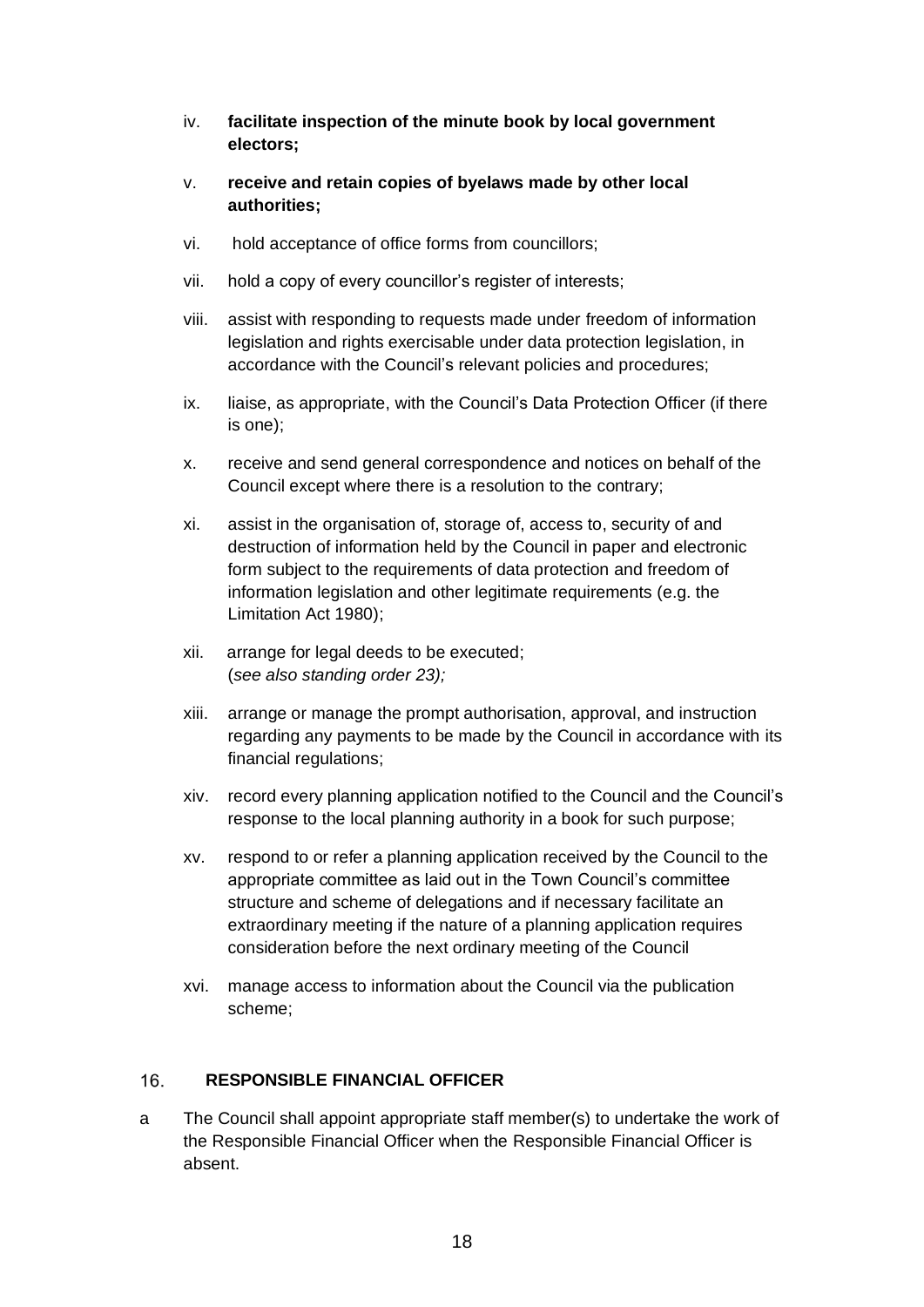iv. **facilitate inspection of the minute book by local government electors;**

v. **receive and retain copies of byelaws made by other local authorities;**

vi. hold acceptance of office forms from councillors;

vii. hold a copy of every councillor's register of interests;

viii. assist with responding to requests made under freedom of information legislation and rights exercisable under data protection legislation, in accordance with the Council's relevant policies and procedures;

ix. liaise, as appropriate, with the Council's Data Protection Officer (if there is one);

x. receive and send general correspondence and notices on behalf of the Council except where there is a resolution to the contrary;

xi. assist in the organisation of, storage of, access to, security of and destruction of information held by the Council in paper and electronic form subject to the requirements of data protection and freedom of information legislation and other legitimate requirements (e.g. the Limitation Act 1980);

xii. arrange for legal deeds to be executed;
(*see also standing order 23);*

xiii. arrange or manage the prompt authorisation, approval, and instruction regarding any payments to be made by the Council in accordance with its financial regulations;

xiv. record every planning application notified to the Council and the Council's response to the local planning authority in a book for such purpose;

xv. respond to or refer a planning application received by the Council to the appropriate committee as laid out in the Town Council's committee structure and scheme of delegations and if necessary facilitate an extraordinary meeting if the nature of a planning application requires consideration before the next ordinary meeting of the Council

xvi. manage access to information about the Council via the publication scheme;

## 16. RESPONSIBLE FINANCIAL OFFICER

a The Council shall appoint appropriate staff member(s) to undertake the work of the Responsible Financial Officer when the Responsible Financial Officer is absent.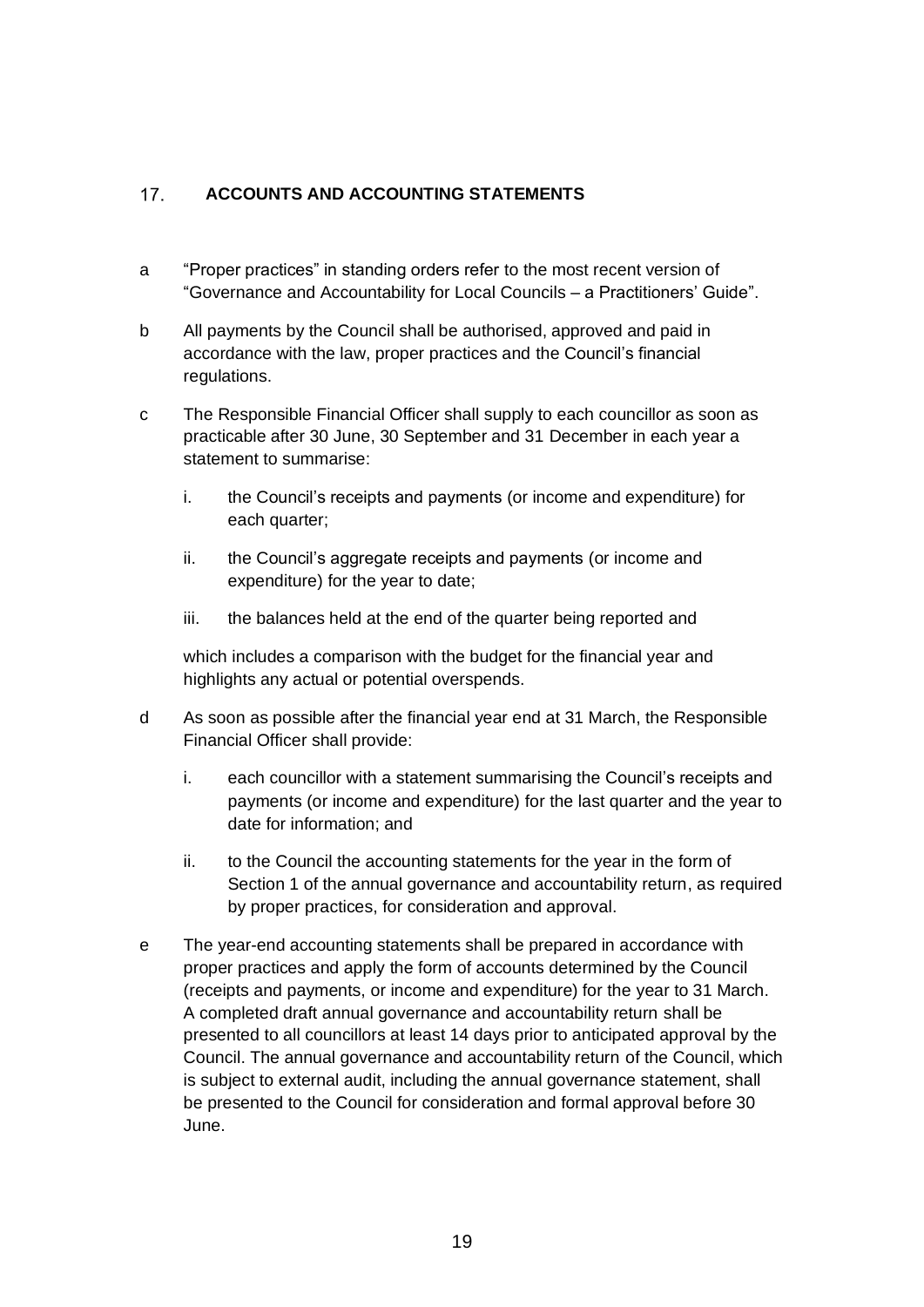## 17. ACCOUNTS AND ACCOUNTING STATEMENTS

a "Proper practices" in standing orders refer to the most recent version of "Governance and Accountability for Local Councils – a Practitioners' Guide".

b All payments by the Council shall be authorised, approved and paid in accordance with the law, proper practices and the Council's financial regulations.

c The Responsible Financial Officer shall supply to each councillor as soon as practicable after 30 June, 30 September and 31 December in each year a statement to summarise:

   i. the Council's receipts and payments (or income and expenditure) for each quarter;

   ii. the Council's aggregate receipts and payments (or income and expenditure) for the year to date;

   iii. the balances held at the end of the quarter being reported and

   which includes a comparison with the budget for the financial year and highlights any actual or potential overspends.

d As soon as possible after the financial year end at 31 March, the Responsible Financial Officer shall provide:

   i. each councillor with a statement summarising the Council's receipts and payments (or income and expenditure) for the last quarter and the year to date for information; and

   ii. to the Council the accounting statements for the year in the form of Section 1 of the annual governance and accountability return, as required by proper practices, for consideration and approval.

e The year-end accounting statements shall be prepared in accordance with proper practices and apply the form of accounts determined by the Council (receipts and payments, or income and expenditure) for the year to 31 March. A completed draft annual governance and accountability return shall be presented to all councillors at least 14 days prior to anticipated approval by the Council. The annual governance and accountability return of the Council, which is subject to external audit, including the annual governance statement, shall be presented to the Council for consideration and formal approval before 30 June.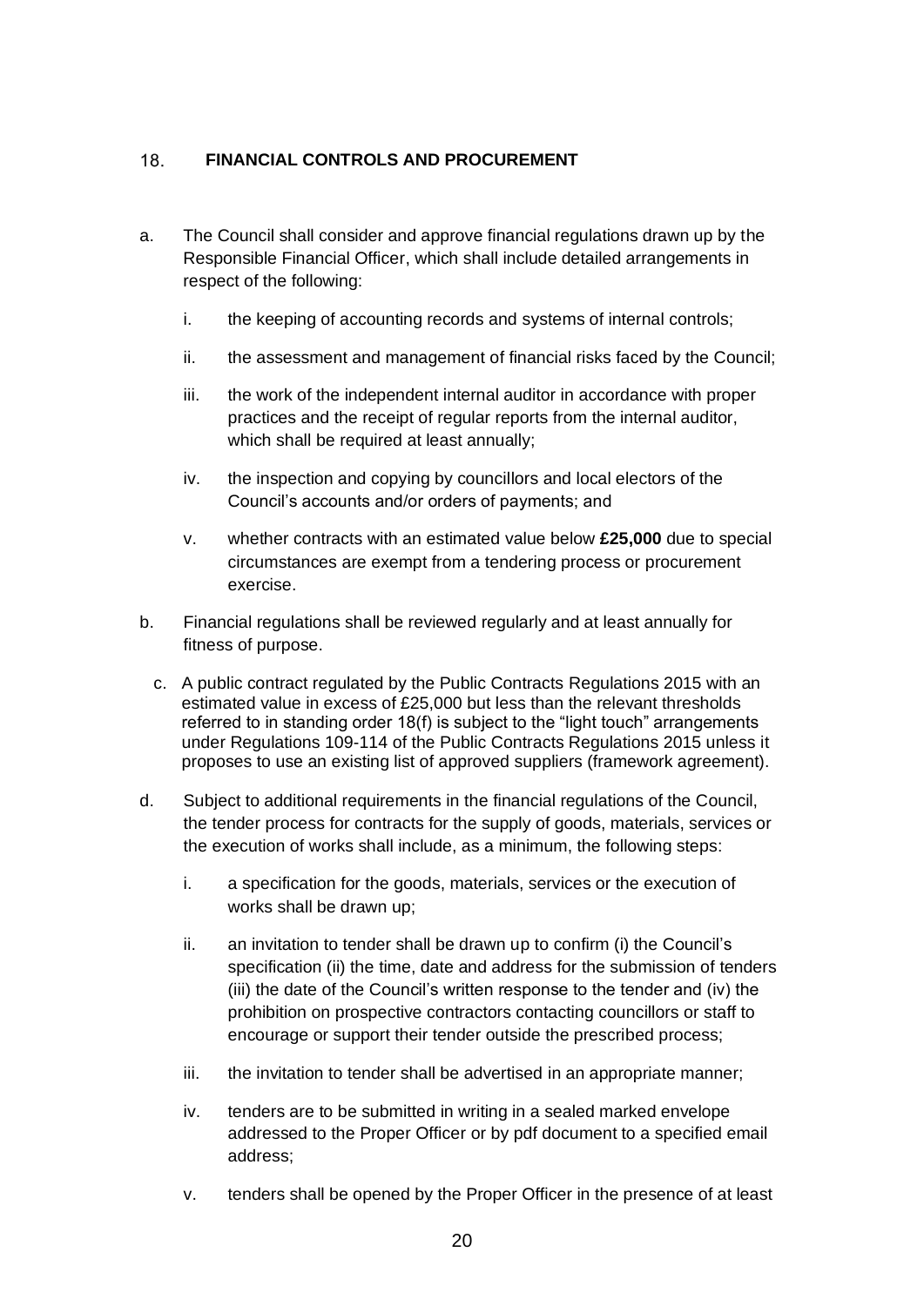## 18. FINANCIAL CONTROLS AND PROCUREMENT

a. The Council shall consider and approve financial regulations drawn up by the Responsible Financial Officer, which shall include detailed arrangements in respect of the following:

   i. the keeping of accounting records and systems of internal controls;

   ii. the assessment and management of financial risks faced by the Council;

   iii. the work of the independent internal auditor in accordance with proper practices and the receipt of regular reports from the internal auditor, which shall be required at least annually;

   iv. the inspection and copying by councillors and local electors of the Council's accounts and/or orders of payments; and

   v. whether contracts with an estimated value below **£25,000** due to special circumstances are exempt from a tendering process or procurement exercise.

b. Financial regulations shall be reviewed regularly and at least annually for fitness of purpose.

c. A public contract regulated by the Public Contracts Regulations 2015 with an estimated value in excess of £25,000 but less than the relevant thresholds referred to in standing order 18(f) is subject to the "light touch" arrangements under Regulations 109-114 of the Public Contracts Regulations 2015 unless it proposes to use an existing list of approved suppliers (framework agreement).

d. Subject to additional requirements in the financial regulations of the Council, the tender process for contracts for the supply of goods, materials, services or the execution of works shall include, as a minimum, the following steps:

   i. a specification for the goods, materials, services or the execution of works shall be drawn up;

   ii. an invitation to tender shall be drawn up to confirm (i) the Council's specification (ii) the time, date and address for the submission of tenders (iii) the date of the Council's written response to the tender and (iv) the prohibition on prospective contractors contacting councillors or staff to encourage or support their tender outside the prescribed process;

   iii. the invitation to tender shall be advertised in an appropriate manner;

   iv. tenders are to be submitted in writing in a sealed marked envelope addressed to the Proper Officer or by pdf document to a specified email address;

   v. tenders shall be opened by the Proper Officer in the presence of at least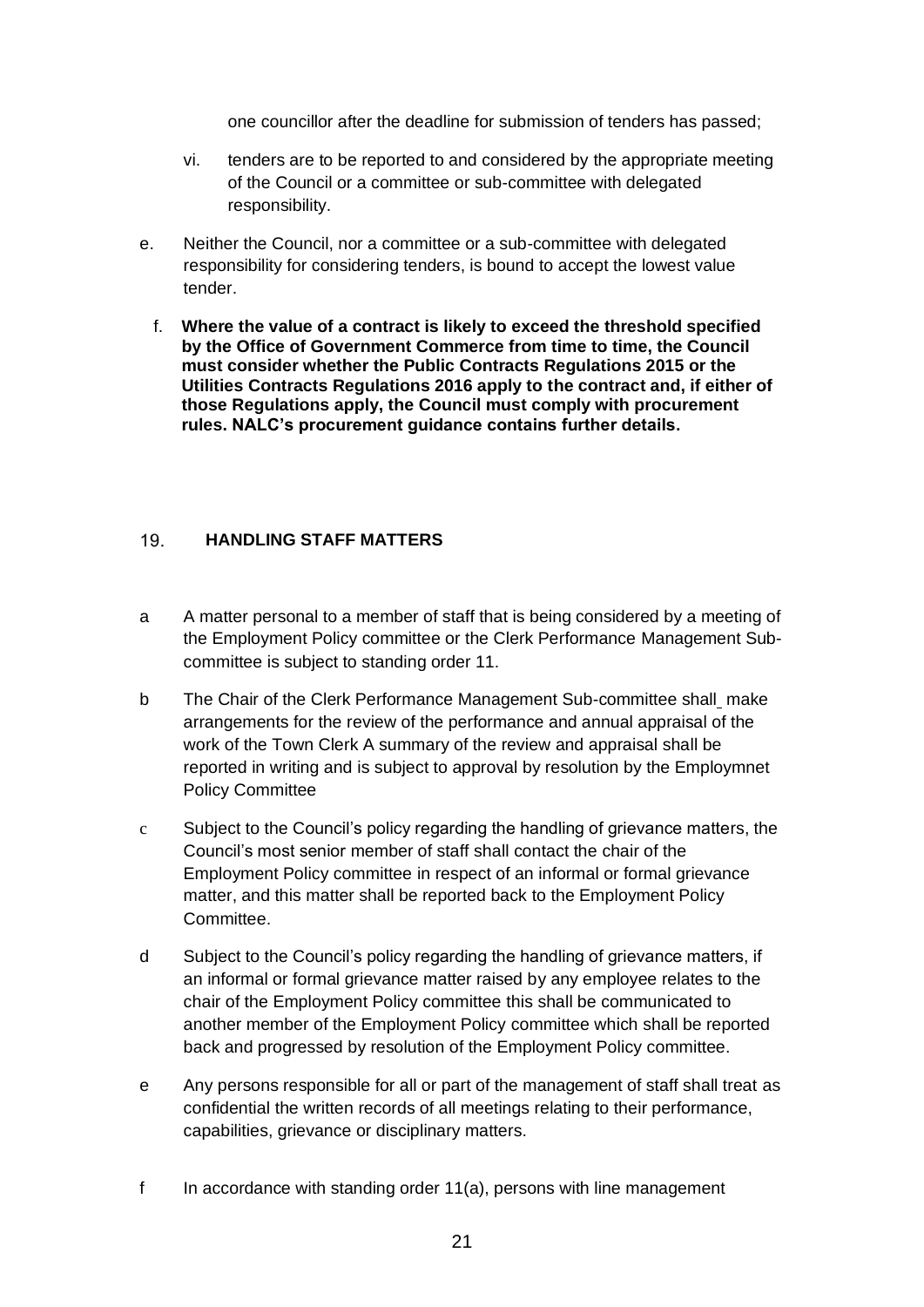one councillor after the deadline for submission of tenders has passed;

vi. tenders are to be reported to and considered by the appropriate meeting of the Council or a committee or sub-committee with delegated responsibility.

e. Neither the Council, nor a committee or a sub-committee with delegated responsibility for considering tenders, is bound to accept the lowest value tender.

f. **Where the value of a contract is likely to exceed the threshold specified by the Office of Government Commerce from time to time, the Council must consider whether the Public Contracts Regulations 2015 or the Utilities Contracts Regulations 2016 apply to the contract and, if either of those Regulations apply, the Council must comply with procurement rules. NALC's procurement guidance contains further details.**

## 19. HANDLING STAFF MATTERS

a A matter personal to a member of staff that is being considered by a meeting of the Employment Policy committee or the Clerk Performance Management Sub-committee is subject to standing order 11.

b The Chair of the Clerk Performance Management Sub-committee shall make arrangements for the review of the performance and annual appraisal of the work of the Town Clerk A summary of the review and appraisal shall be reported in writing and is subject to approval by resolution by the Employmnet Policy Committee

c Subject to the Council's policy regarding the handling of grievance matters, the Council's most senior member of staff shall contact the chair of the Employment Policy committee in respect of an informal or formal grievance matter, and this matter shall be reported back to the Employment Policy Committee.

d Subject to the Council's policy regarding the handling of grievance matters, if an informal or formal grievance matter raised by any employee relates to the chair of the Employment Policy committee this shall be communicated to another member of the Employment Policy committee which shall be reported back and progressed by resolution of the Employment Policy committee.

e Any persons responsible for all or part of the management of staff shall treat as confidential the written records of all meetings relating to their performance, capabilities, grievance or disciplinary matters.

f In accordance with standing order 11(a), persons with line management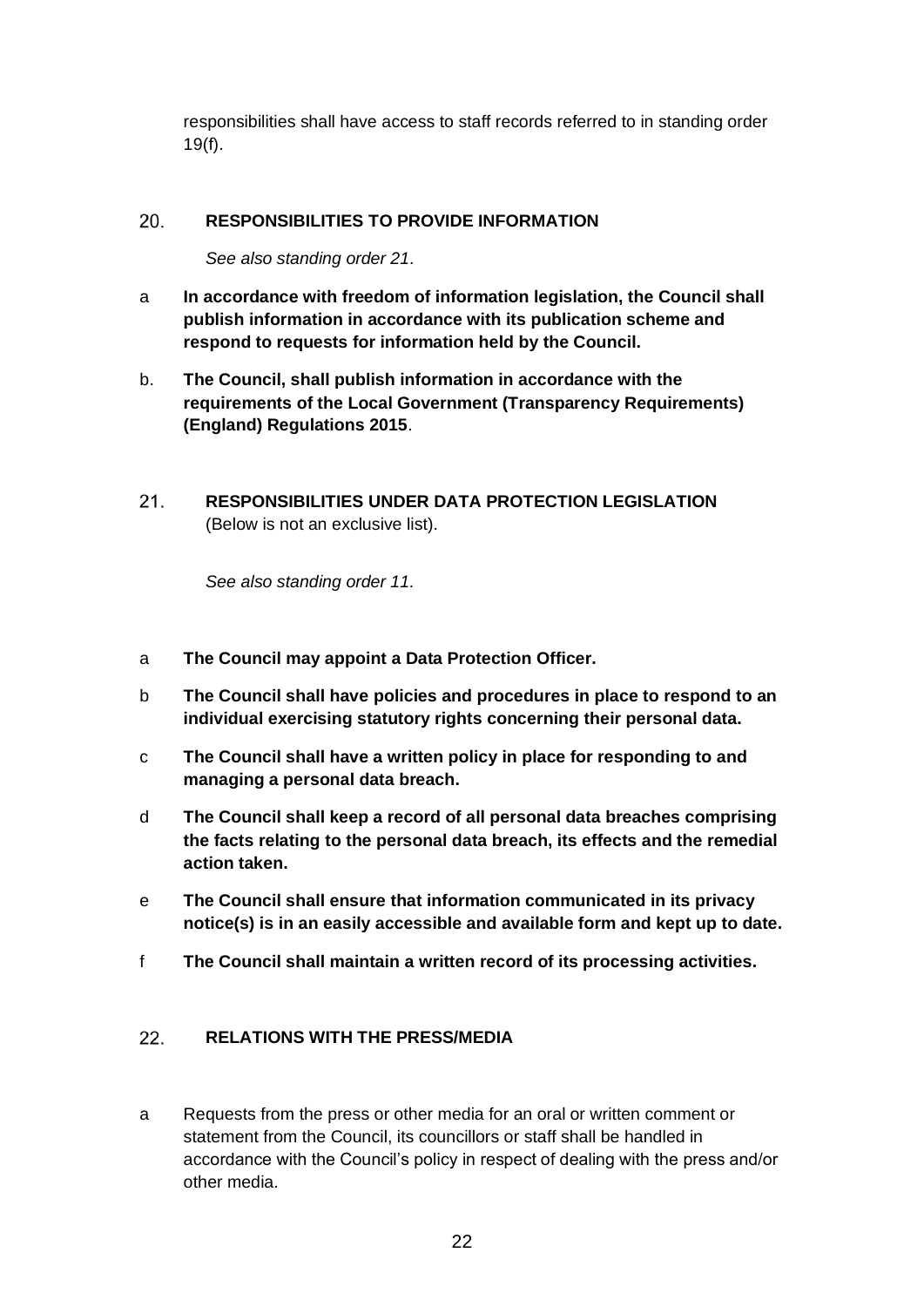responsibilities shall have access to staff records referred to in standing order 19(f).

## 20. RESPONSIBILITIES TO PROVIDE INFORMATION

*See also standing order 21.*

a **In accordance with freedom of information legislation, the Council shall publish information in accordance with its publication scheme and respond to requests for information held by the Council.**

b. **The Council, shall publish information in accordance with the requirements of the Local Government (Transparency Requirements) (England) Regulations 2015**.

## 21. RESPONSIBILITIES UNDER DATA PROTECTION LEGISLATION

(Below is not an exclusive list).

*See also standing order 11.*

a **The Council may appoint a Data Protection Officer.**

b **The Council shall have policies and procedures in place to respond to an individual exercising statutory rights concerning their personal data.**

c **The Council shall have a written policy in place for responding to and managing a personal data breach.**

d **The Council shall keep a record of all personal data breaches comprising the facts relating to the personal data breach, its effects and the remedial action taken.**

e **The Council shall ensure that information communicated in its privacy notice(s) is in an easily accessible and available form and kept up to date.**

f **The Council shall maintain a written record of its processing activities.**

## 22. RELATIONS WITH THE PRESS/MEDIA

a Requests from the press or other media for an oral or written comment or statement from the Council, its councillors or staff shall be handled in accordance with the Council's policy in respect of dealing with the press and/or other media.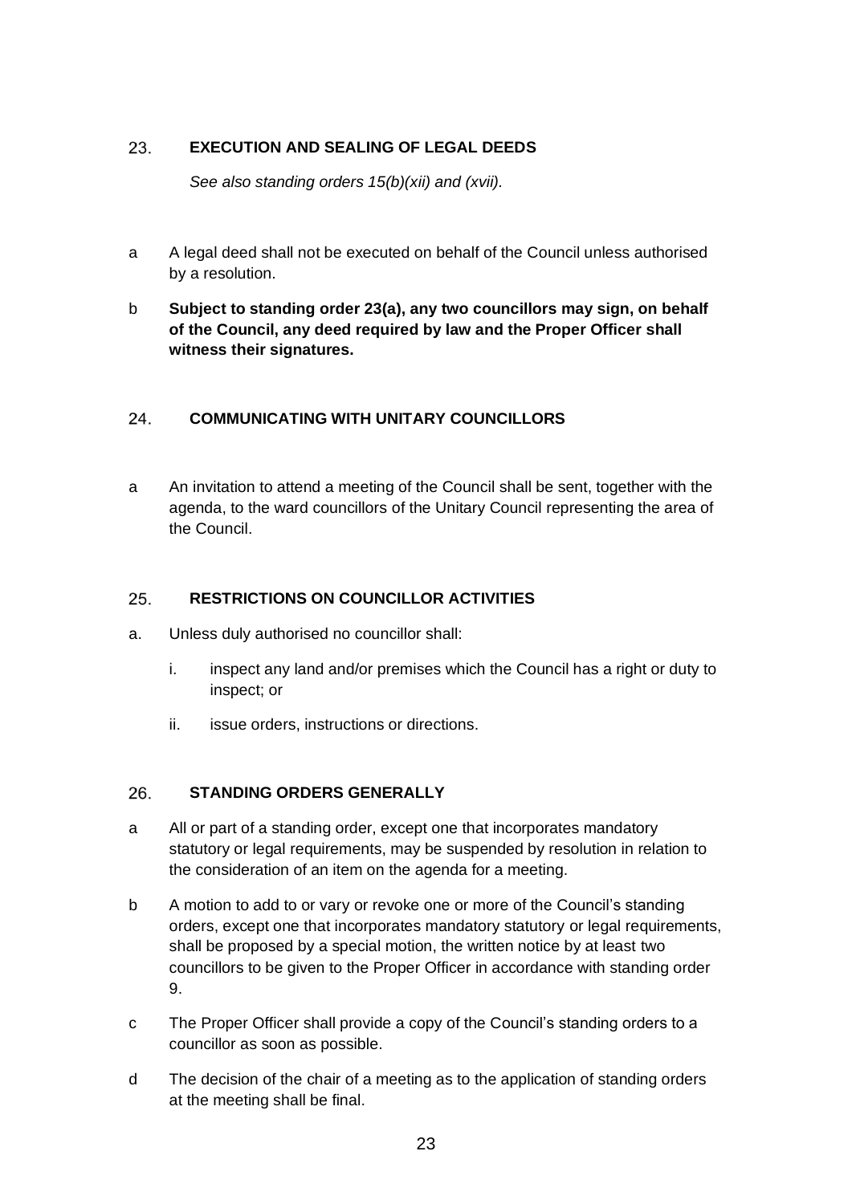## 23. EXECUTION AND SEALING OF LEGAL DEEDS

*See also standing orders 15(b)(xii) and (xvii).*

a A legal deed shall not be executed on behalf of the Council unless authorised by a resolution.

b **Subject to standing order 23(a), any two councillors may sign, on behalf of the Council, any deed required by law and the Proper Officer shall witness their signatures.**

## 24. COMMUNICATING WITH UNITARY COUNCILLORS

a An invitation to attend a meeting of the Council shall be sent, together with the agenda, to the ward councillors of the Unitary Council representing the area of the Council.

## 25. RESTRICTIONS ON COUNCILLOR ACTIVITIES

a. Unless duly authorised no councillor shall:

   i. inspect any land and/or premises which the Council has a right or duty to inspect; or

   ii. issue orders, instructions or directions.

## 26. STANDING ORDERS GENERALLY

a All or part of a standing order, except one that incorporates mandatory statutory or legal requirements, may be suspended by resolution in relation to the consideration of an item on the agenda for a meeting.

b A motion to add to or vary or revoke one or more of the Council's standing orders, except one that incorporates mandatory statutory or legal requirements, shall be proposed by a special motion, the written notice by at least two councillors to be given to the Proper Officer in accordance with standing order 9.

c The Proper Officer shall provide a copy of the Council's standing orders to a councillor as soon as possible.

d The decision of the chair of a meeting as to the application of standing orders at the meeting shall be final.